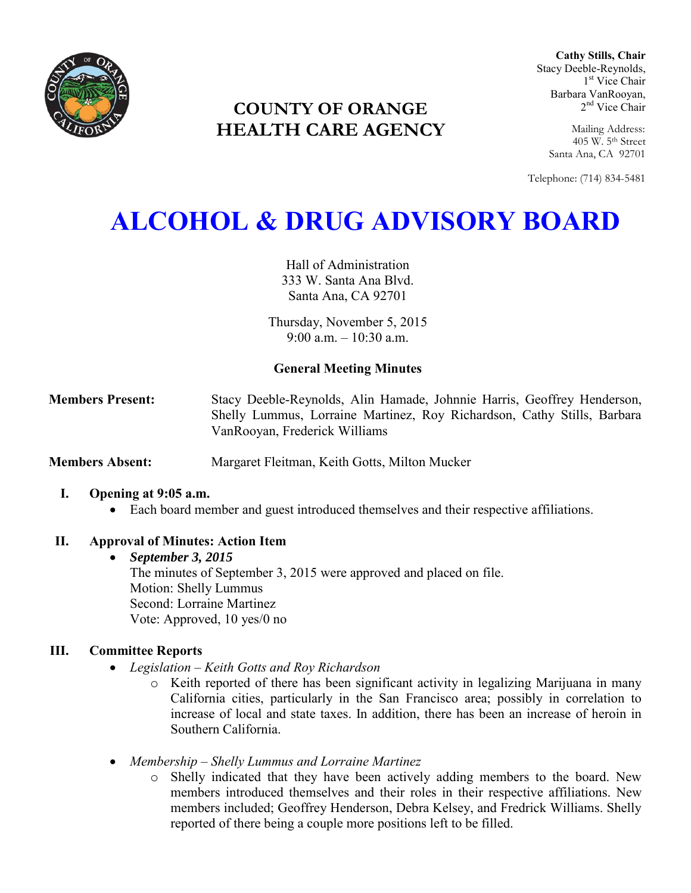**COUNTY OF ORANGE**
**HEALTH CARE AGENCY**

**Cathy Stills, Chair**
Stacy Deeble-Reynolds, 1st Vice Chair
Barbara VanRooyan, 2nd Vice Chair

Mailing Address:
405 W. 5th Street
Santa Ana, CA 92701

Telephone: (714) 834-5481

# ALCOHOL & DRUG ADVISORY BOARD

Hall of Administration
333 W. Santa Ana Blvd.
Santa Ana, CA 92701

Thursday, November 5, 2015
9:00 a.m. – 10:30 a.m.

**General Meeting Minutes**

**Members Present:** Stacy Deeble-Reynolds, Alin Hamade, Johnnie Harris, Geoffrey Henderson, Shelly Lummus, Lorraine Martinez, Roy Richardson, Cathy Stills, Barbara VanRooyan, Frederick Williams

**Members Absent:** Margaret Fleitman, Keith Gotts, Milton Mucker

## I. Opening at 9:05 a.m.

- Each board member and guest introduced themselves and their respective affiliations.

## II. Approval of Minutes: Action Item

- ***September 3, 2015***
  The minutes of September 3, 2015 were approved and placed on file.
  Motion: Shelly Lummus
  Second: Lorraine Martinez
  Vote: Approved, 10 yes/0 no

## III. Committee Reports

- *Legislation – Keith Gotts and Roy Richardson*
  - Keith reported of there has been significant activity in legalizing Marijuana in many California cities, particularly in the San Francisco area; possibly in correlation to increase of local and state taxes. In addition, there has been an increase of heroin in Southern California.

- *Membership – Shelly Lummus and Lorraine Martinez*
  - Shelly indicated that they have been actively adding members to the board. New members introduced themselves and their roles in their respective affiliations. New members included; Geoffrey Henderson, Debra Kelsey, and Fredrick Williams. Shelly reported of there being a couple more positions left to be filled.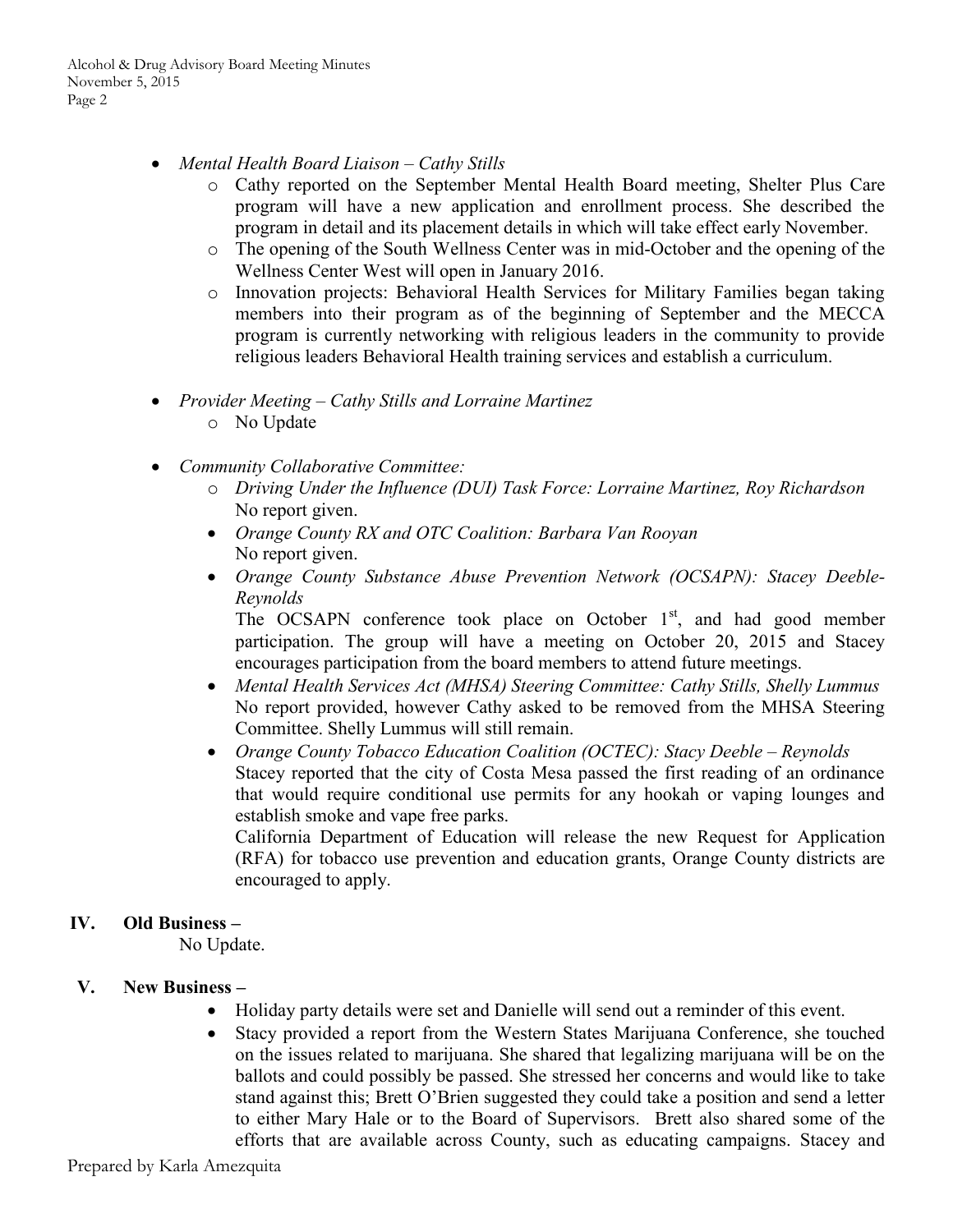- *Mental Health Board Liaison – Cathy Stills*
  - Cathy reported on the September Mental Health Board meeting, Shelter Plus Care program will have a new application and enrollment process. She described the program in detail and its placement details in which will take effect early November.
  - The opening of the South Wellness Center was in mid-October and the opening of the Wellness Center West will open in January 2016.
  - Innovation projects: Behavioral Health Services for Military Families began taking members into their program as of the beginning of September and the MECCA program is currently networking with religious leaders in the community to provide religious leaders Behavioral Health training services and establish a curriculum.

- *Provider Meeting – Cathy Stills and Lorraine Martinez*
  - No Update

- *Community Collaborative Committee:*
  - *Driving Under the Influence (DUI) Task Force: Lorraine Martinez, Roy Richardson*
    No report given.
  - *Orange County RX and OTC Coalition: Barbara Van Rooyan*
    No report given.
  - *Orange County Substance Abuse Prevention Network (OCSAPN): Stacey Deeble-Reynolds*
    The OCSAPN conference took place on October 1st, and had good member participation. The group will have a meeting on October 20, 2015 and Stacey encourages participation from the board members to attend future meetings.
  - *Mental Health Services Act (MHSA) Steering Committee: Cathy Stills, Shelly Lummus*
    No report provided, however Cathy asked to be removed from the MHSA Steering Committee. Shelly Lummus will still remain.
  - *Orange County Tobacco Education Coalition (OCTEC): Stacy Deeble – Reynolds*
    Stacey reported that the city of Costa Mesa passed the first reading of an ordinance that would require conditional use permits for any hookah or vaping lounges and establish smoke and vape free parks.
    California Department of Education will release the new Request for Application (RFA) for tobacco use prevention and education grants, Orange County districts are encouraged to apply.

## IV. Old Business –

No Update.

## V. New Business –

- Holiday party details were set and Danielle will send out a reminder of this event.
- Stacy provided a report from the Western States Marijuana Conference, she touched on the issues related to marijuana. She shared that legalizing marijuana will be on the ballots and could possibly be passed. She stressed her concerns and would like to take stand against this; Brett O'Brien suggested they could take a position and send a letter to either Mary Hale or to the Board of Supervisors. Brett also shared some of the efforts that are available across County, such as educating campaigns. Stacey and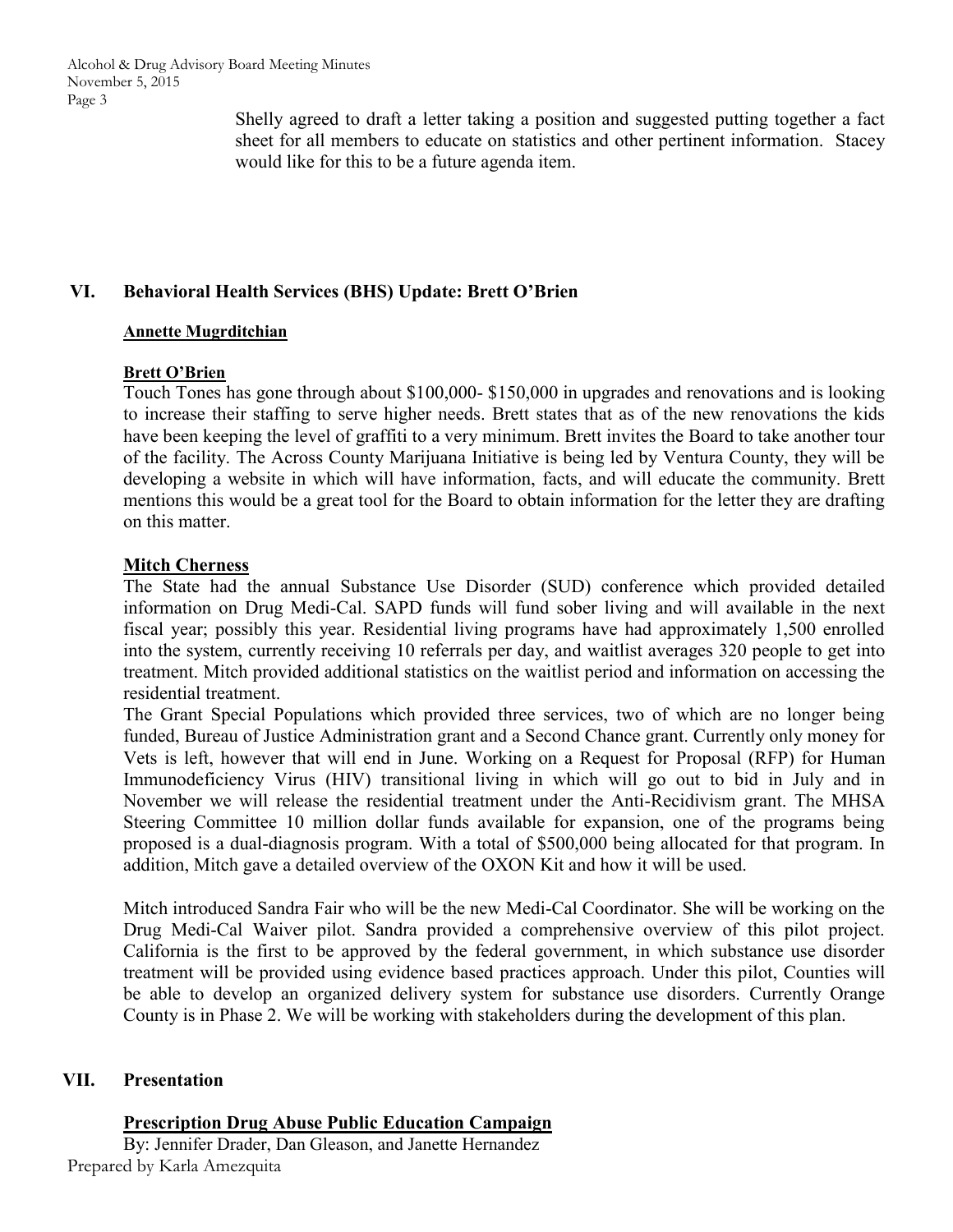Shelly agreed to draft a letter taking a position and suggested putting together a fact sheet for all members to educate on statistics and other pertinent information. Stacey would like for this to be a future agenda item.

## VI. Behavioral Health Services (BHS) Update: Brett O'Brien

**Annette Mugrditchian**

**Brett O'Brien**

Touch Tones has gone through about $100,000- $150,000 in upgrades and renovations and is looking to increase their staffing to serve higher needs. Brett states that as of the new renovations the kids have been keeping the level of graffiti to a very minimum. Brett invites the Board to take another tour of the facility. The Across County Marijuana Initiative is being led by Ventura County, they will be developing a website in which will have information, facts, and will educate the community. Brett mentions this would be a great tool for the Board to obtain information for the letter they are drafting on this matter.

**Mitch Cherness**

The State had the annual Substance Use Disorder (SUD) conference which provided detailed information on Drug Medi-Cal. SAPD funds will fund sober living and will available in the next fiscal year; possibly this year. Residential living programs have had approximately 1,500 enrolled into the system, currently receiving 10 referrals per day, and waitlist averages 320 people to get into treatment. Mitch provided additional statistics on the waitlist period and information on accessing the residential treatment.

The Grant Special Populations which provided three services, two of which are no longer being funded, Bureau of Justice Administration grant and a Second Chance grant. Currently only money for Vets is left, however that will end in June. Working on a Request for Proposal (RFP) for Human Immunodeficiency Virus (HIV) transitional living in which will go out to bid in July and in November we will release the residential treatment under the Anti-Recidivism grant. The MHSA Steering Committee 10 million dollar funds available for expansion, one of the programs being proposed is a dual-diagnosis program. With a total of $500,000 being allocated for that program. In addition, Mitch gave a detailed overview of the OXON Kit and how it will be used.

Mitch introduced Sandra Fair who will be the new Medi-Cal Coordinator. She will be working on the Drug Medi-Cal Waiver pilot. Sandra provided a comprehensive overview of this pilot project. California is the first to be approved by the federal government, in which substance use disorder treatment will be provided using evidence based practices approach. Under this pilot, Counties will be able to develop an organized delivery system for substance use disorders. Currently Orange County is in Phase 2. We will be working with stakeholders during the development of this plan.

## VII. Presentation

**Prescription Drug Abuse Public Education Campaign**

By: Jennifer Drader, Dan Gleason, and Janette Hernandez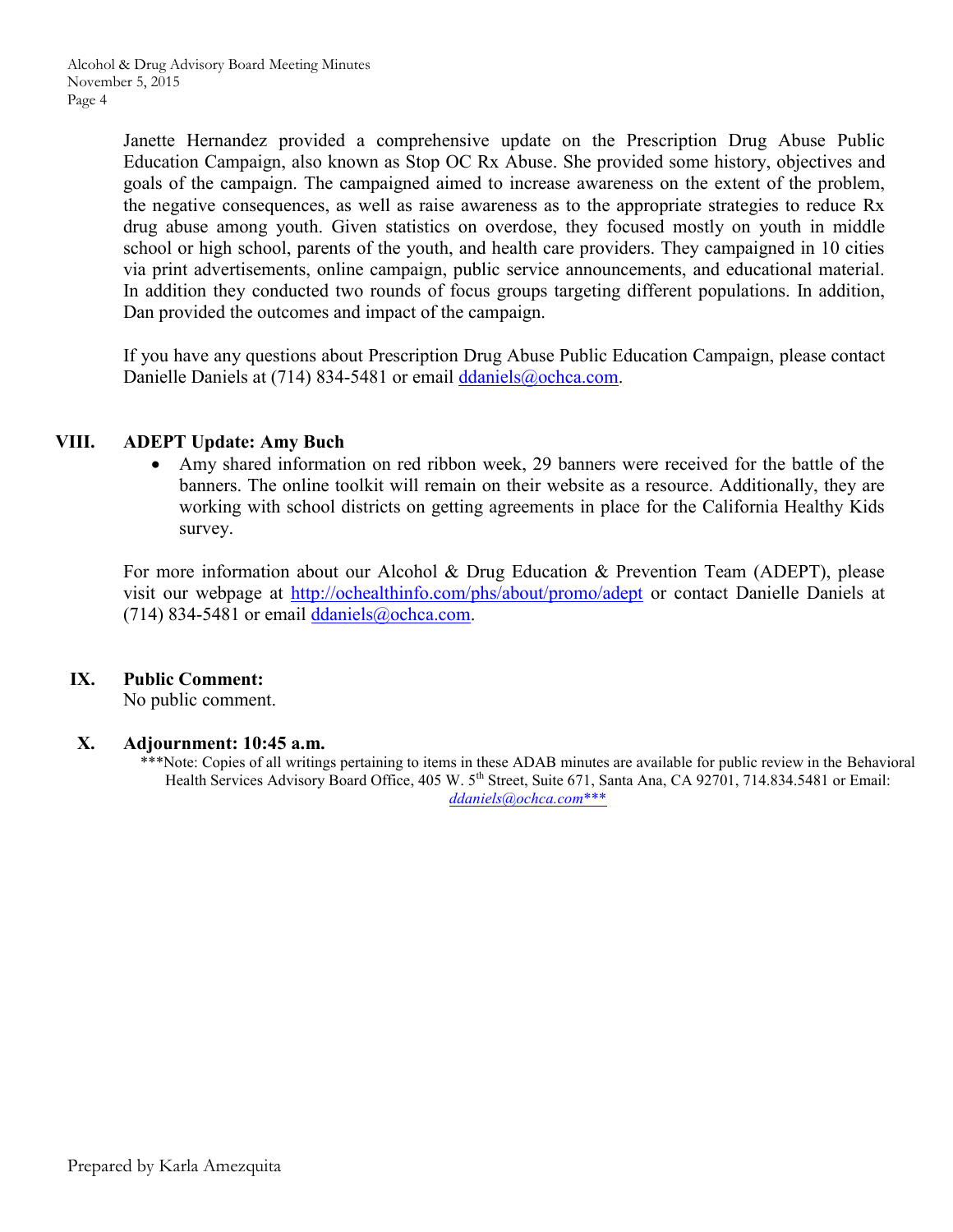Janette Hernandez provided a comprehensive update on the Prescription Drug Abuse Public Education Campaign, also known as Stop OC Rx Abuse. She provided some history, objectives and goals of the campaign. The campaigned aimed to increase awareness on the extent of the problem, the negative consequences, as well as raise awareness as to the appropriate strategies to reduce Rx drug abuse among youth. Given statistics on overdose, they focused mostly on youth in middle school or high school, parents of the youth, and health care providers. They campaigned in 10 cities via print advertisements, online campaign, public service announcements, and educational material. In addition they conducted two rounds of focus groups targeting different populations. In addition, Dan provided the outcomes and impact of the campaign.

If you have any questions about Prescription Drug Abuse Public Education Campaign, please contact Danielle Daniels at (714) 834-5481 or email ddaniels@ochca.com.

## VIII. ADEPT Update: Amy Buch

- Amy shared information on red ribbon week, 29 banners were received for the battle of the banners. The online toolkit will remain on their website as a resource. Additionally, they are working with school districts on getting agreements in place for the California Healthy Kids survey.

For more information about our Alcohol & Drug Education & Prevention Team (ADEPT), please visit our webpage at http://ochealthinfo.com/phs/about/promo/adept or contact Danielle Daniels at (714) 834-5481 or email ddaniels@ochca.com.

## IX. Public Comment:

No public comment.

## X. Adjournment: 10:45 a.m.

***Note: Copies of all writings pertaining to items in these ADAB minutes are available for public review in the Behavioral Health Services Advisory Board Office, 405 W. 5th Street, Suite 671, Santa Ana, CA 92701, 714.834.5481 or Email: *ddaniels@ochca.com****

Prepared by Karla Amezquita